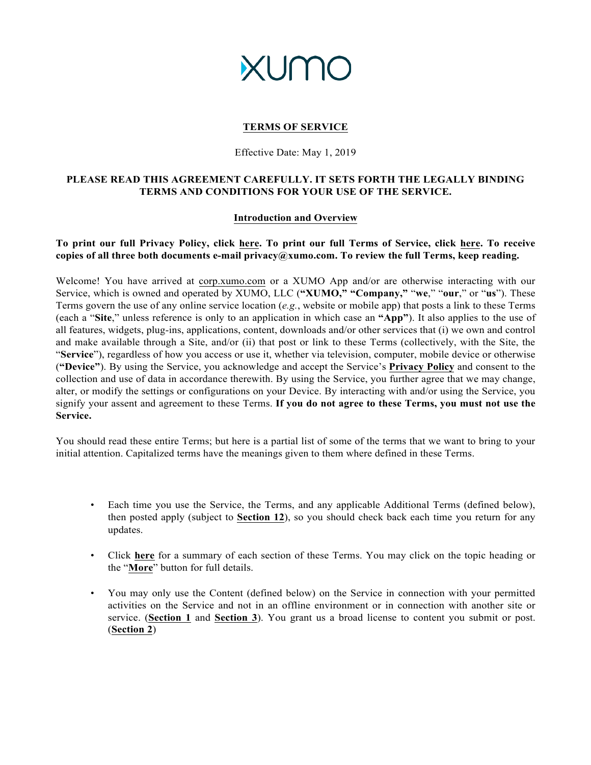XUMO

# TERMS OF SERVICE

Effective Date: May 1, 2019

**PLEASE READ THIS AGREEMENT CAREFULLY. IT SETS FORTH THE LEGALLY BINDING TERMS AND CONDITIONS FOR YOUR USE OF THE SERVICE.**

## Introduction and Overview

**To print our full Privacy Policy, click here. To print our full Terms of Service, click here. To receive copies of all three both documents e-mail privacy@xumo.com. To review the full Terms, keep reading.**

Welcome! You have arrived at corp.xumo.com or a XUMO App and/or are otherwise interacting with our Service, which is owned and operated by XUMO, LLC (**"XUMO," "Company,"** "**we**," "**our**," or "**us**"). These Terms govern the use of any online service location (*e.g.*, website or mobile app) that posts a link to these Terms (each a "**Site**," unless reference is only to an application in which case an **"App"**). It also applies to the use of all features, widgets, plug-ins, applications, content, downloads and/or other services that (i) we own and control and make available through a Site, and/or (ii) that post or link to these Terms (collectively, with the Site, the "**Service**"), regardless of how you access or use it, whether via television, computer, mobile device or otherwise (**"Device"**). By using the Service, you acknowledge and accept the Service's **Privacy Policy** and consent to the collection and use of data in accordance therewith. By using the Service, you further agree that we may change, alter, or modify the settings or configurations on your Device. By interacting with and/or using the Service, you signify your assent and agreement to these Terms. **If you do not agree to these Terms, you must not use the Service.**

You should read these entire Terms; but here is a partial list of some of the terms that we want to bring to your initial attention. Capitalized terms have the meanings given to them where defined in these Terms.

- Each time you use the Service, the Terms, and any applicable Additional Terms (defined below), then posted apply (subject to **Section 12**), so you should check back each time you return for any updates.
- Click **here** for a summary of each section of these Terms. You may click on the topic heading or the "**More**" button for full details.
- You may only use the Content (defined below) on the Service in connection with your permitted activities on the Service and not in an offline environment or in connection with another site or service. (**Section 1** and **Section 3**). You grant us a broad license to content you submit or post. (**Section 2**)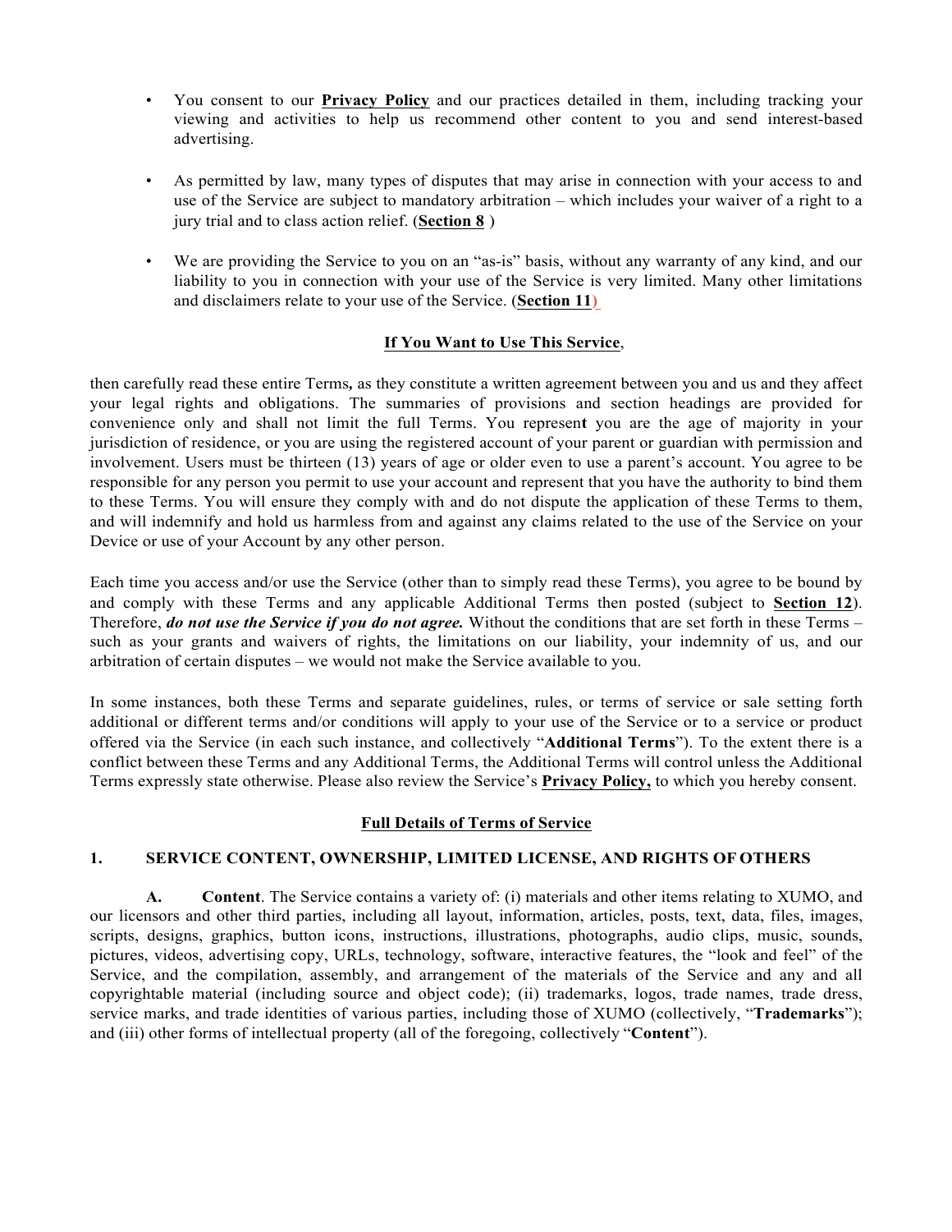- You consent to our **Privacy Policy** and our practices detailed in them, including tracking your viewing and activities to help us recommend other content to you and send interest-based advertising.

- As permitted by law, many types of disputes that may arise in connection with your access to and use of the Service are subject to mandatory arbitration – which includes your waiver of a right to a jury trial and to class action relief. (**Section 8** )

- We are providing the Service to you on an "as-is" basis, without any warranty of any kind, and our liability to you in connection with your use of the Service is very limited. Many other limitations and disclaimers relate to your use of the Service. (**Section 11**)

**If You Want to Use This Service**,

then carefully read these entire Terms**,** as they constitute a written agreement between you and us and they affect your legal rights and obligations. The summaries of provisions and section headings are provided for convenience only and shall not limit the full Terms. You represen**t** you are the age of majority in your jurisdiction of residence, or you are using the registered account of your parent or guardian with permission and involvement. Users must be thirteen (13) years of age or older even to use a parent's account. You agree to be responsible for any person you permit to use your account and represent that you have the authority to bind them to these Terms. You will ensure they comply with and do not dispute the application of these Terms to them, and will indemnify and hold us harmless from and against any claims related to the use of the Service on your Device or use of your Account by any other person.

Each time you access and/or use the Service (other than to simply read these Terms), you agree to be bound by and comply with these Terms and any applicable Additional Terms then posted (subject to **Section 12**). Therefore, ***do not use the Service if you do not agree.*** Without the conditions that are set forth in these Terms – such as your grants and waivers of rights, the limitations on our liability, your indemnity of us, and our arbitration of certain disputes – we would not make the Service available to you.

In some instances, both these Terms and separate guidelines, rules, or terms of service or sale setting forth additional or different terms and/or conditions will apply to your use of the Service or to a service or product offered via the Service (in each such instance, and collectively "**Additional Terms**"). To the extent there is a conflict between these Terms and any Additional Terms, the Additional Terms will control unless the Additional Terms expressly state otherwise. Please also review the Service's **Privacy Policy,** to which you hereby consent.

**Full Details of Terms of Service**

## 1. SERVICE CONTENT, OWNERSHIP, LIMITED LICENSE, AND RIGHTS OF OTHERS

**A. Content**. The Service contains a variety of: (i) materials and other items relating to XUMO, and our licensors and other third parties, including all layout, information, articles, posts, text, data, files, images, scripts, designs, graphics, button icons, instructions, illustrations, photographs, audio clips, music, sounds, pictures, videos, advertising copy, URLs, technology, software, interactive features, the "look and feel" of the Service, and the compilation, assembly, and arrangement of the materials of the Service and any and all copyrightable material (including source and object code); (ii) trademarks, logos, trade names, trade dress, service marks, and trade identities of various parties, including those of XUMO (collectively, "**Trademarks**"); and (iii) other forms of intellectual property (all of the foregoing, collectively "**Content**").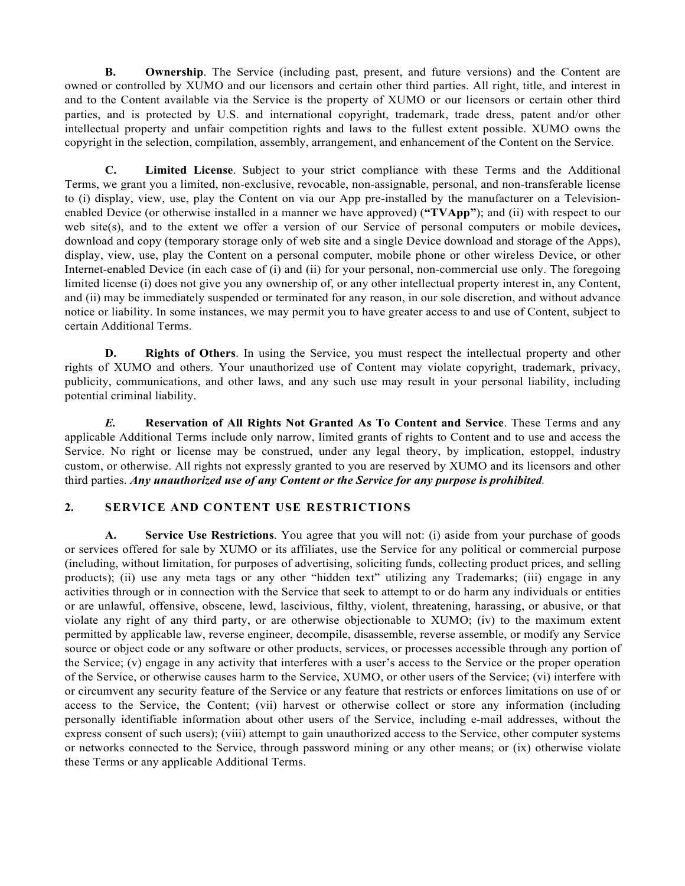**B. Ownership**. The Service (including past, present, and future versions) and the Content are owned or controlled by XUMO and our licensors and certain other third parties. All right, title, and interest in and to the Content available via the Service is the property of XUMO or our licensors or certain other third parties, and is protected by U.S. and international copyright, trademark, trade dress, patent and/or other intellectual property and unfair competition rights and laws to the fullest extent possible. XUMO owns the copyright in the selection, compilation, assembly, arrangement, and enhancement of the Content on the Service.

**C. Limited License**. Subject to your strict compliance with these Terms and the Additional Terms, we grant you a limited, non-exclusive, revocable, non-assignable, personal, and non-transferable license to (i) display, view, use, play the Content on via our App pre-installed by the manufacturer on a Television-enabled Device (or otherwise installed in a manner we have approved) (**"TVApp"**); and (ii) with respect to our web site(s), and to the extent we offer a version of our Service of personal computers or mobile devices**,** download and copy (temporary storage only of web site and a single Device download and storage of the Apps), display, view, use, play the Content on a personal computer, mobile phone or other wireless Device, or other Internet-enabled Device (in each case of (i) and (ii) for your personal, non-commercial use only. The foregoing limited license (i) does not give you any ownership of, or any other intellectual property interest in, any Content, and (ii) may be immediately suspended or terminated for any reason, in our sole discretion, and without advance notice or liability. In some instances, we may permit you to have greater access to and use of Content, subject to certain Additional Terms.

**D. Rights of Others**. In using the Service, you must respect the intellectual property and other rights of XUMO and others. Your unauthorized use of Content may violate copyright, trademark, privacy, publicity, communications, and other laws, and any such use may result in your personal liability, including potential criminal liability.

***E.*** **Reservation of All Rights Not Granted As To Content and Service**. These Terms and any applicable Additional Terms include only narrow, limited grants of rights to Content and to use and access the Service. No right or license may be construed, under any legal theory, by implication, estoppel, industry custom, or otherwise. All rights not expressly granted to you are reserved by XUMO and its licensors and other third parties. ***Any unauthorized use of any Content or the Service for any purpose is prohibited***.

## 2. SERVICE AND CONTENT USE RESTRICTIONS

**A. Service Use Restrictions**. You agree that you will not: (i) aside from your purchase of goods or services offered for sale by XUMO or its affiliates, use the Service for any political or commercial purpose (including, without limitation, for purposes of advertising, soliciting funds, collecting product prices, and selling products); (ii) use any meta tags or any other "hidden text" utilizing any Trademarks; (iii) engage in any activities through or in connection with the Service that seek to attempt to or do harm any individuals or entities or are unlawful, offensive, obscene, lewd, lascivious, filthy, violent, threatening, harassing, or abusive, or that violate any right of any third party, or are otherwise objectionable to XUMO; (iv) to the maximum extent permitted by applicable law, reverse engineer, decompile, disassemble, reverse assemble, or modify any Service source or object code or any software or other products, services, or processes accessible through any portion of the Service; (v) engage in any activity that interferes with a user's access to the Service or the proper operation of the Service, or otherwise causes harm to the Service, XUMO, or other users of the Service; (vi) interfere with or circumvent any security feature of the Service or any feature that restricts or enforces limitations on use of or access to the Service, the Content; (vii) harvest or otherwise collect or store any information (including personally identifiable information about other users of the Service, including e-mail addresses, without the express consent of such users); (viii) attempt to gain unauthorized access to the Service, other computer systems or networks connected to the Service, through password mining or any other means; or (ix) otherwise violate these Terms or any applicable Additional Terms.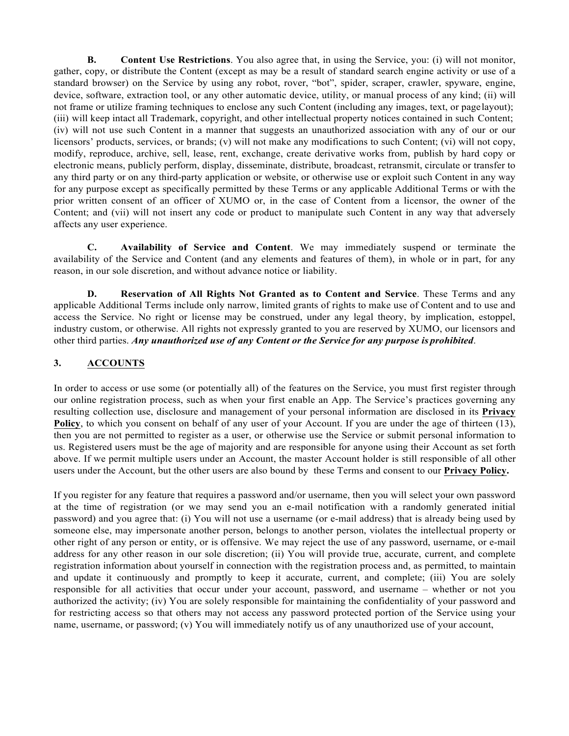**B. Content Use Restrictions**. You also agree that, in using the Service, you: (i) will not monitor, gather, copy, or distribute the Content (except as may be a result of standard search engine activity or use of a standard browser) on the Service by using any robot, rover, "bot", spider, scraper, crawler, spyware, engine, device, software, extraction tool, or any other automatic device, utility, or manual process of any kind; (ii) will not frame or utilize framing techniques to enclose any such Content (including any images, text, or page layout); (iii) will keep intact all Trademark, copyright, and other intellectual property notices contained in such Content; (iv) will not use such Content in a manner that suggests an unauthorized association with any of our or our licensors' products, services, or brands; (v) will not make any modifications to such Content; (vi) will not copy, modify, reproduce, archive, sell, lease, rent, exchange, create derivative works from, publish by hard copy or electronic means, publicly perform, display, disseminate, distribute, broadcast, retransmit, circulate or transfer to any third party or on any third-party application or website, or otherwise use or exploit such Content in any way for any purpose except as specifically permitted by these Terms or any applicable Additional Terms or with the prior written consent of an officer of XUMO or, in the case of Content from a licensor, the owner of the Content; and (vii) will not insert any code or product to manipulate such Content in any way that adversely affects any user experience.

**C. Availability of Service and Content**. We may immediately suspend or terminate the availability of the Service and Content (and any elements and features of them), in whole or in part, for any reason, in our sole discretion, and without advance notice or liability.

**D. Reservation of All Rights Not Granted as to Content and Service**. These Terms and any applicable Additional Terms include only narrow, limited grants of rights to make use of Content and to use and access the Service. No right or license may be construed, under any legal theory, by implication, estoppel, industry custom, or otherwise. All rights not expressly granted to you are reserved by XUMO, our licensors and other third parties. ***Any unauthorized use of any Content or the Service for any purpose is prohibited***.

## 3. ACCOUNTS

In order to access or use some (or potentially all) of the features on the Service, you must first register through our online registration process, such as when your first enable an App. The Service's practices governing any resulting collection use, disclosure and management of your personal information are disclosed in its **Privacy Policy**, to which you consent on behalf of any user of your Account. If you are under the age of thirteen (13), then you are not permitted to register as a user, or otherwise use the Service or submit personal information to us. Registered users must be the age of majority and are responsible for anyone using their Account as set forth above. If we permit multiple users under an Account, the master Account holder is still responsible of all other users under the Account, but the other users are also bound by these Terms and consent to our **Privacy Policy.**

If you register for any feature that requires a password and/or username, then you will select your own password at the time of registration (or we may send you an e-mail notification with a randomly generated initial password) and you agree that: (i) You will not use a username (or e-mail address) that is already being used by someone else, may impersonate another person, belongs to another person, violates the intellectual property or other right of any person or entity, or is offensive. We may reject the use of any password, username, or e-mail address for any other reason in our sole discretion; (ii) You will provide true, accurate, current, and complete registration information about yourself in connection with the registration process and, as permitted, to maintain and update it continuously and promptly to keep it accurate, current, and complete; (iii) You are solely responsible for all activities that occur under your account, password, and username – whether or not you authorized the activity; (iv) You are solely responsible for maintaining the confidentiality of your password and for restricting access so that others may not access any password protected portion of the Service using your name, username, or password; (v) You will immediately notify us of any unauthorized use of your account,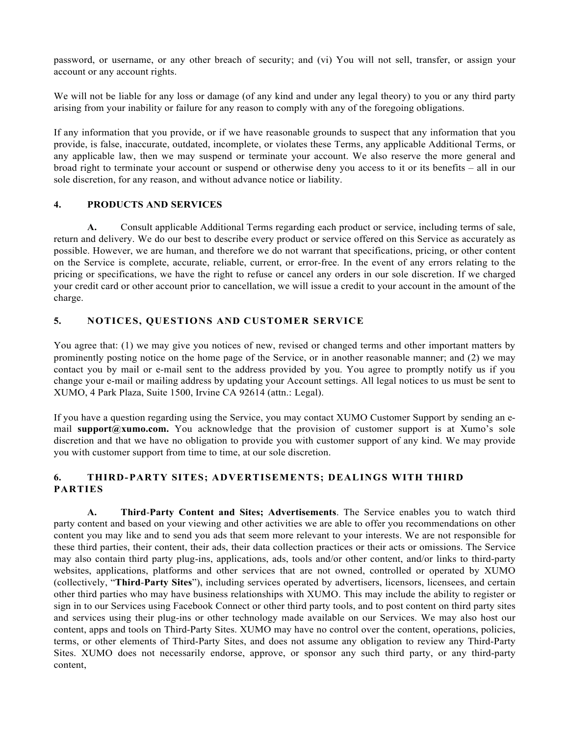password, or username, or any other breach of security; and (vi) You will not sell, transfer, or assign your account or any account rights.

We will not be liable for any loss or damage (of any kind and under any legal theory) to you or any third party arising from your inability or failure for any reason to comply with any of the foregoing obligations.

If any information that you provide, or if we have reasonable grounds to suspect that any information that you provide, is false, inaccurate, outdated, incomplete, or violates these Terms, any applicable Additional Terms, or any applicable law, then we may suspend or terminate your account. We also reserve the more general and broad right to terminate your account or suspend or otherwise deny you access to it or its benefits – all in our sole discretion, for any reason, and without advance notice or liability.

## 4. PRODUCTS AND SERVICES

**A.** Consult applicable Additional Terms regarding each product or service, including terms of sale, return and delivery. We do our best to describe every product or service offered on this Service as accurately as possible. However, we are human, and therefore we do not warrant that specifications, pricing, or other content on the Service is complete, accurate, reliable, current, or error-free. In the event of any errors relating to the pricing or specifications, we have the right to refuse or cancel any orders in our sole discretion. If we charged your credit card or other account prior to cancellation, we will issue a credit to your account in the amount of the charge.

## 5. NOTICES, QUESTIONS AND CUSTOMER SERVICE

You agree that: (1) we may give you notices of new, revised or changed terms and other important matters by prominently posting notice on the home page of the Service, or in another reasonable manner; and (2) we may contact you by mail or e-mail sent to the address provided by you. You agree to promptly notify us if you change your e-mail or mailing address by updating your Account settings. All legal notices to us must be sent to XUMO, 4 Park Plaza, Suite 1500, Irvine CA 92614 (attn.: Legal).

If you have a question regarding using the Service, you may contact XUMO Customer Support by sending an e-mail **support@xumo.com.** You acknowledge that the provision of customer support is at Xumo's sole discretion and that we have no obligation to provide you with customer support of any kind. We may provide you with customer support from time to time, at our sole discretion.

## 6. THIRD-PARTY SITES; ADVERTISEMENTS; DEALINGS WITH THIRD PARTIES

**A. Third-Party Content and Sites; Advertisements**. The Service enables you to watch third party content and based on your viewing and other activities we are able to offer you recommendations on other content you may like and to send you ads that seem more relevant to your interests. We are not responsible for these third parties, their content, their ads, their data collection practices or their acts or omissions. The Service may also contain third party plug-ins, applications, ads, tools and/or other content, and/or links to third-party websites, applications, platforms and other services that are not owned, controlled or operated by XUMO (collectively, "**Third-Party Sites**"), including services operated by advertisers, licensors, licensees, and certain other third parties who may have business relationships with XUMO. This may include the ability to register or sign in to our Services using Facebook Connect or other third party tools, and to post content on third party sites and services using their plug-ins or other technology made available on our Services. We may also host our content, apps and tools on Third-Party Sites. XUMO may have no control over the content, operations, policies, terms, or other elements of Third-Party Sites, and does not assume any obligation to review any Third-Party Sites. XUMO does not necessarily endorse, approve, or sponsor any such third party, or any third-party content,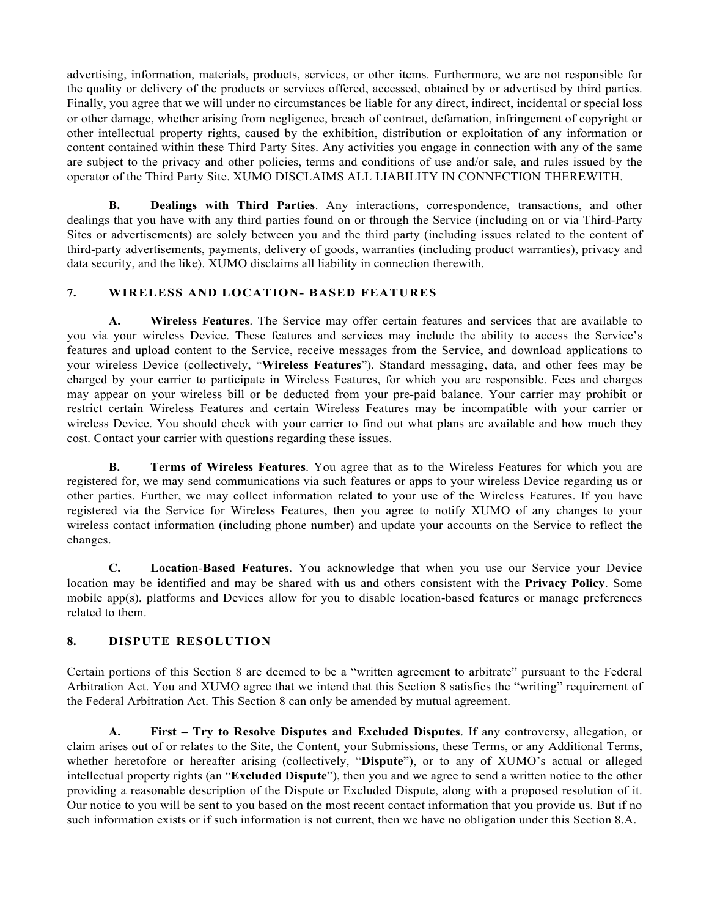advertising, information, materials, products, services, or other items. Furthermore, we are not responsible for the quality or delivery of the products or services offered, accessed, obtained by or advertised by third parties. Finally, you agree that we will under no circumstances be liable for any direct, indirect, incidental or special loss or other damage, whether arising from negligence, breach of contract, defamation, infringement of copyright or other intellectual property rights, caused by the exhibition, distribution or exploitation of any information or content contained within these Third Party Sites. Any activities you engage in connection with any of the same are subject to the privacy and other policies, terms and conditions of use and/or sale, and rules issued by the operator of the Third Party Site. XUMO DISCLAIMS ALL LIABILITY IN CONNECTION THEREWITH.

**B. Dealings with Third Parties**. Any interactions, correspondence, transactions, and other dealings that you have with any third parties found on or through the Service (including on or via Third-Party Sites or advertisements) are solely between you and the third party (including issues related to the content of third-party advertisements, payments, delivery of goods, warranties (including product warranties), privacy and data security, and the like). XUMO disclaims all liability in connection therewith.

## 7. WIRELESS AND LOCATION- BASED FEATURES

**A. Wireless Features**. The Service may offer certain features and services that are available to you via your wireless Device. These features and services may include the ability to access the Service's features and upload content to the Service, receive messages from the Service, and download applications to your wireless Device (collectively, "**Wireless Features**"). Standard messaging, data, and other fees may be charged by your carrier to participate in Wireless Features, for which you are responsible. Fees and charges may appear on your wireless bill or be deducted from your pre-paid balance. Your carrier may prohibit or restrict certain Wireless Features and certain Wireless Features may be incompatible with your carrier or wireless Device. You should check with your carrier to find out what plans are available and how much they cost. Contact your carrier with questions regarding these issues.

**B. Terms of Wireless Features**. You agree that as to the Wireless Features for which you are registered for, we may send communications via such features or apps to your wireless Device regarding us or other parties. Further, we may collect information related to your use of the Wireless Features. If you have registered via the Service for Wireless Features, then you agree to notify XUMO of any changes to your wireless contact information (including phone number) and update your accounts on the Service to reflect the changes.

**C. Location-Based Features**. You acknowledge that when you use our Service your Device location may be identified and may be shared with us and others consistent with the **Privacy Policy**. Some mobile app(s), platforms and Devices allow for you to disable location-based features or manage preferences related to them.

## 8. DISPUTE RESOLUTION

Certain portions of this Section 8 are deemed to be a "written agreement to arbitrate" pursuant to the Federal Arbitration Act. You and XUMO agree that we intend that this Section 8 satisfies the "writing" requirement of the Federal Arbitration Act. This Section 8 can only be amended by mutual agreement.

**A. First – Try to Resolve Disputes and Excluded Disputes**. If any controversy, allegation, or claim arises out of or relates to the Site, the Content, your Submissions, these Terms, or any Additional Terms, whether heretofore or hereafter arising (collectively, "**Dispute**"), or to any of XUMO's actual or alleged intellectual property rights (an "**Excluded Dispute**"), then you and we agree to send a written notice to the other providing a reasonable description of the Dispute or Excluded Dispute, along with a proposed resolution of it. Our notice to you will be sent to you based on the most recent contact information that you provide us. But if no such information exists or if such information is not current, then we have no obligation under this Section 8.A.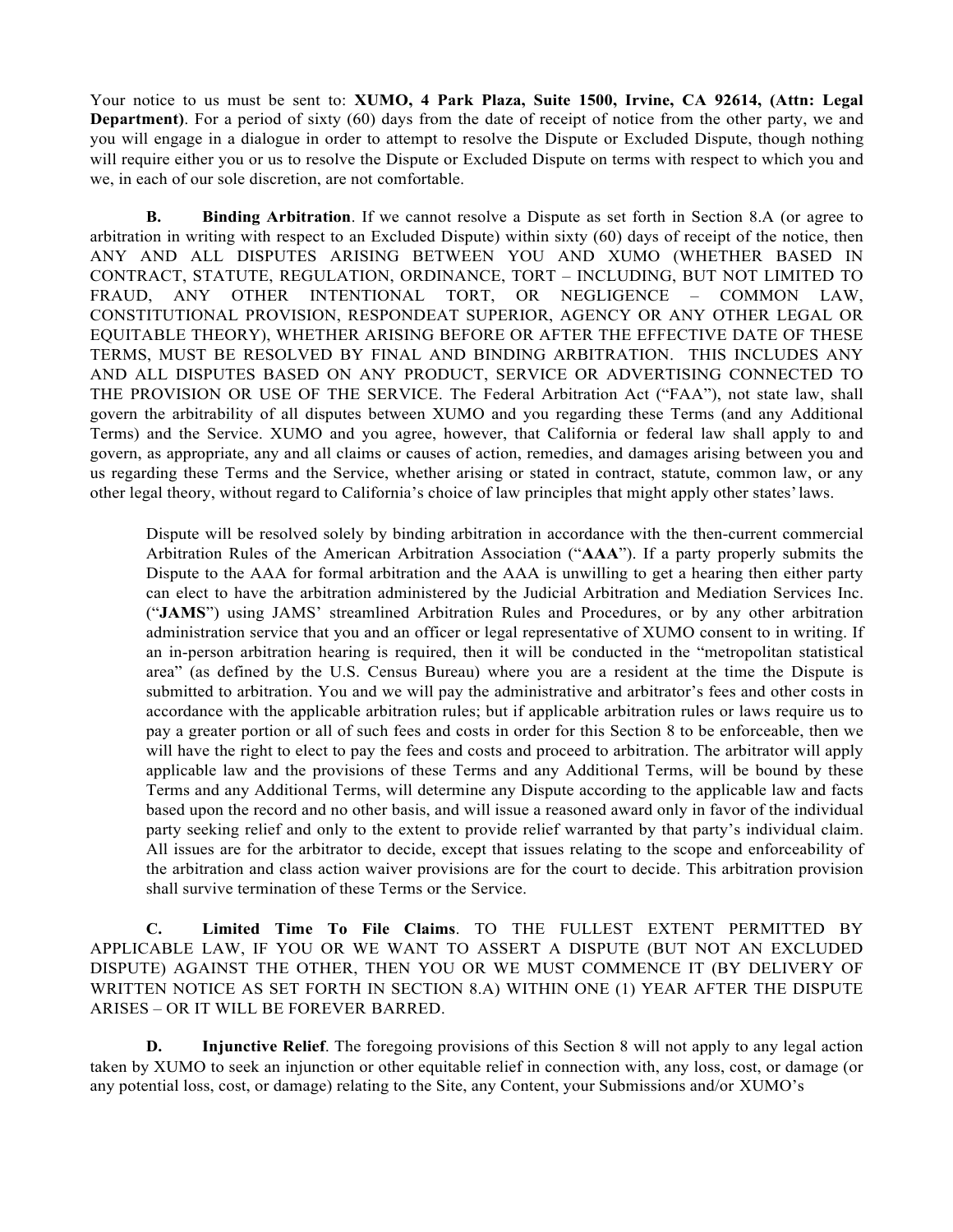Your notice to us must be sent to: **XUMO, 4 Park Plaza, Suite 1500, Irvine, CA 92614, (Attn: Legal Department)**. For a period of sixty (60) days from the date of receipt of notice from the other party, we and you will engage in a dialogue in order to attempt to resolve the Dispute or Excluded Dispute, though nothing will require either you or us to resolve the Dispute or Excluded Dispute on terms with respect to which you and we, in each of our sole discretion, are not comfortable.

**B. Binding Arbitration**. If we cannot resolve a Dispute as set forth in Section 8.A (or agree to arbitration in writing with respect to an Excluded Dispute) within sixty (60) days of receipt of the notice, then ANY AND ALL DISPUTES ARISING BETWEEN YOU AND XUMO (WHETHER BASED IN CONTRACT, STATUTE, REGULATION, ORDINANCE, TORT – INCLUDING, BUT NOT LIMITED TO FRAUD, ANY OTHER INTENTIONAL TORT, OR NEGLIGENCE – COMMON LAW, CONSTITUTIONAL PROVISION, RESPONDEAT SUPERIOR, AGENCY OR ANY OTHER LEGAL OR EQUITABLE THEORY), WHETHER ARISING BEFORE OR AFTER THE EFFECTIVE DATE OF THESE TERMS, MUST BE RESOLVED BY FINAL AND BINDING ARBITRATION. THIS INCLUDES ANY AND ALL DISPUTES BASED ON ANY PRODUCT, SERVICE OR ADVERTISING CONNECTED TO THE PROVISION OR USE OF THE SERVICE. The Federal Arbitration Act ("FAA"), not state law, shall govern the arbitrability of all disputes between XUMO and you regarding these Terms (and any Additional Terms) and the Service. XUMO and you agree, however, that California or federal law shall apply to and govern, as appropriate, any and all claims or causes of action, remedies, and damages arising between you and us regarding these Terms and the Service, whether arising or stated in contract, statute, common law, or any other legal theory, without regard to California's choice of law principles that might apply other states' laws.

Dispute will be resolved solely by binding arbitration in accordance with the then-current commercial Arbitration Rules of the American Arbitration Association ("**AAA**"). If a party properly submits the Dispute to the AAA for formal arbitration and the AAA is unwilling to get a hearing then either party can elect to have the arbitration administered by the Judicial Arbitration and Mediation Services Inc. ("**JAMS**") using JAMS' streamlined Arbitration Rules and Procedures, or by any other arbitration administration service that you and an officer or legal representative of XUMO consent to in writing. If an in-person arbitration hearing is required, then it will be conducted in the "metropolitan statistical area" (as defined by the U.S. Census Bureau) where you are a resident at the time the Dispute is submitted to arbitration. You and we will pay the administrative and arbitrator's fees and other costs in accordance with the applicable arbitration rules; but if applicable arbitration rules or laws require us to pay a greater portion or all of such fees and costs in order for this Section 8 to be enforceable, then we will have the right to elect to pay the fees and costs and proceed to arbitration. The arbitrator will apply applicable law and the provisions of these Terms and any Additional Terms, will be bound by these Terms and any Additional Terms, will determine any Dispute according to the applicable law and facts based upon the record and no other basis, and will issue a reasoned award only in favor of the individual party seeking relief and only to the extent to provide relief warranted by that party's individual claim. All issues are for the arbitrator to decide, except that issues relating to the scope and enforceability of the arbitration and class action waiver provisions are for the court to decide. This arbitration provision shall survive termination of these Terms or the Service.

**C. Limited Time To File Claims**. TO THE FULLEST EXTENT PERMITTED BY APPLICABLE LAW, IF YOU OR WE WANT TO ASSERT A DISPUTE (BUT NOT AN EXCLUDED DISPUTE) AGAINST THE OTHER, THEN YOU OR WE MUST COMMENCE IT (BY DELIVERY OF WRITTEN NOTICE AS SET FORTH IN SECTION 8.A) WITHIN ONE (1) YEAR AFTER THE DISPUTE ARISES – OR IT WILL BE FOREVER BARRED.

**D. Injunctive Relief**. The foregoing provisions of this Section 8 will not apply to any legal action taken by XUMO to seek an injunction or other equitable relief in connection with, any loss, cost, or damage (or any potential loss, cost, or damage) relating to the Site, any Content, your Submissions and/or XUMO's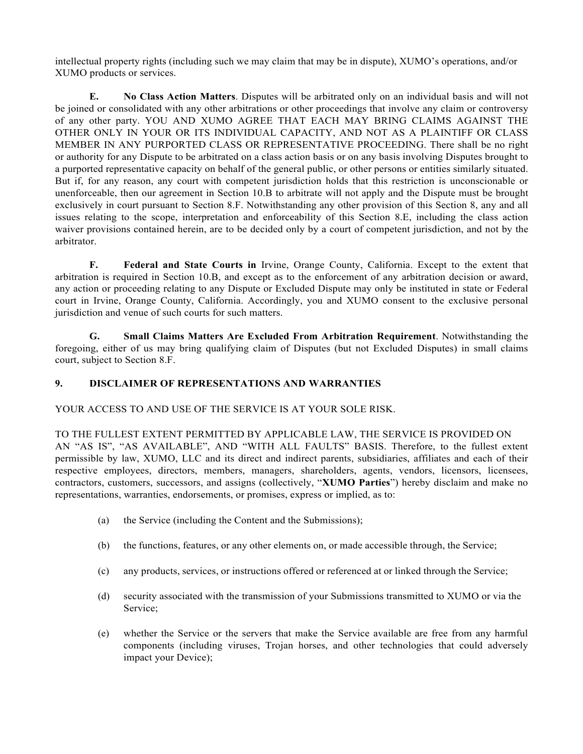intellectual property rights (including such we may claim that may be in dispute), XUMO's operations, and/or XUMO products or services.

**E. No Class Action Matters**. Disputes will be arbitrated only on an individual basis and will not be joined or consolidated with any other arbitrations or other proceedings that involve any claim or controversy of any other party. YOU AND XUMO AGREE THAT EACH MAY BRING CLAIMS AGAINST THE OTHER ONLY IN YOUR OR ITS INDIVIDUAL CAPACITY, AND NOT AS A PLAINTIFF OR CLASS MEMBER IN ANY PURPORTED CLASS OR REPRESENTATIVE PROCEEDING. There shall be no right or authority for any Dispute to be arbitrated on a class action basis or on any basis involving Disputes brought to a purported representative capacity on behalf of the general public, or other persons or entities similarly situated. But if, for any reason, any court with competent jurisdiction holds that this restriction is unconscionable or unenforceable, then our agreement in Section 10.B to arbitrate will not apply and the Dispute must be brought exclusively in court pursuant to Section 8.F. Notwithstanding any other provision of this Section 8, any and all issues relating to the scope, interpretation and enforceability of this Section 8.E, including the class action waiver provisions contained herein, are to be decided only by a court of competent jurisdiction, and not by the arbitrator.

**F. Federal and State Courts in** Irvine, Orange County, California. Except to the extent that arbitration is required in Section 10.B, and except as to the enforcement of any arbitration decision or award, any action or proceeding relating to any Dispute or Excluded Dispute may only be instituted in state or Federal court in Irvine, Orange County, California. Accordingly, you and XUMO consent to the exclusive personal jurisdiction and venue of such courts for such matters.

**G. Small Claims Matters Are Excluded From Arbitration Requirement**. Notwithstanding the foregoing, either of us may bring qualifying claim of Disputes (but not Excluded Disputes) in small claims court, subject to Section 8.F.

## 9. DISCLAIMER OF REPRESENTATIONS AND WARRANTIES

YOUR ACCESS TO AND USE OF THE SERVICE IS AT YOUR SOLE RISK.

TO THE FULLEST EXTENT PERMITTED BY APPLICABLE LAW, THE SERVICE IS PROVIDED ON AN "AS IS", "AS AVAILABLE", AND "WITH ALL FAULTS" BASIS. Therefore, to the fullest extent permissible by law, XUMO, LLC and its direct and indirect parents, subsidiaries, affiliates and each of their respective employees, directors, members, managers, shareholders, agents, vendors, licensors, licensees, contractors, customers, successors, and assigns (collectively, "**XUMO Parties**") hereby disclaim and make no representations, warranties, endorsements, or promises, express or implied, as to:

(a) the Service (including the Content and the Submissions);

(b) the functions, features, or any other elements on, or made accessible through, the Service;

(c) any products, services, or instructions offered or referenced at or linked through the Service;

(d) security associated with the transmission of your Submissions transmitted to XUMO or via the Service;

(e) whether the Service or the servers that make the Service available are free from any harmful components (including viruses, Trojan horses, and other technologies that could adversely impact your Device);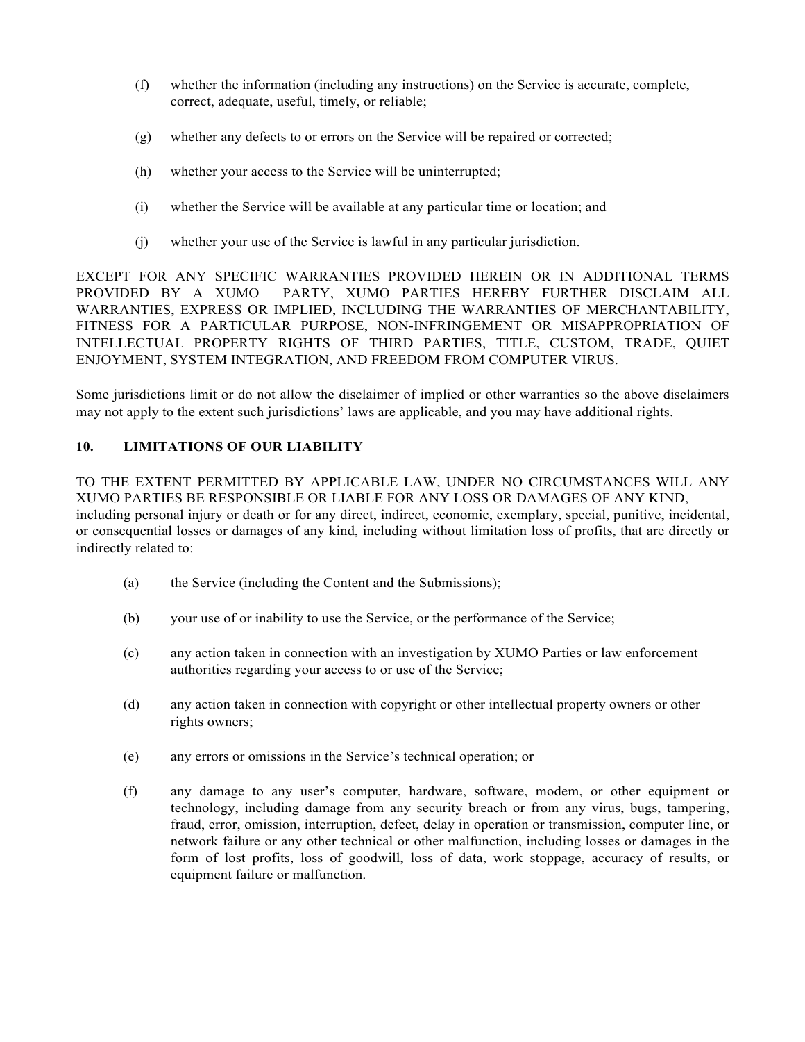(f) whether the information (including any instructions) on the Service is accurate, complete, correct, adequate, useful, timely, or reliable;

(g) whether any defects to or errors on the Service will be repaired or corrected;

(h) whether your access to the Service will be uninterrupted;

(i) whether the Service will be available at any particular time or location; and

(j) whether your use of the Service is lawful in any particular jurisdiction.

EXCEPT FOR ANY SPECIFIC WARRANTIES PROVIDED HEREIN OR IN ADDITIONAL TERMS PROVIDED BY A XUMO PARTY, XUMO PARTIES HEREBY FURTHER DISCLAIM ALL WARRANTIES, EXPRESS OR IMPLIED, INCLUDING THE WARRANTIES OF MERCHANTABILITY, FITNESS FOR A PARTICULAR PURPOSE, NON-INFRINGEMENT OR MISAPPROPRIATION OF INTELLECTUAL PROPERTY RIGHTS OF THIRD PARTIES, TITLE, CUSTOM, TRADE, QUIET ENJOYMENT, SYSTEM INTEGRATION, AND FREEDOM FROM COMPUTER VIRUS.

Some jurisdictions limit or do not allow the disclaimer of implied or other warranties so the above disclaimers may not apply to the extent such jurisdictions' laws are applicable, and you may have additional rights.

## 10. LIMITATIONS OF OUR LIABILITY

TO THE EXTENT PERMITTED BY APPLICABLE LAW, UNDER NO CIRCUMSTANCES WILL ANY XUMO PARTIES BE RESPONSIBLE OR LIABLE FOR ANY LOSS OR DAMAGES OF ANY KIND, including personal injury or death or for any direct, indirect, economic, exemplary, special, punitive, incidental, or consequential losses or damages of any kind, including without limitation loss of profits, that are directly or indirectly related to:

(a) the Service (including the Content and the Submissions);

(b) your use of or inability to use the Service, or the performance of the Service;

(c) any action taken in connection with an investigation by XUMO Parties or law enforcement authorities regarding your access to or use of the Service;

(d) any action taken in connection with copyright or other intellectual property owners or other rights owners;

(e) any errors or omissions in the Service's technical operation; or

(f) any damage to any user's computer, hardware, software, modem, or other equipment or technology, including damage from any security breach or from any virus, bugs, tampering, fraud, error, omission, interruption, defect, delay in operation or transmission, computer line, or network failure or any other technical or other malfunction, including losses or damages in the form of lost profits, loss of goodwill, loss of data, work stoppage, accuracy of results, or equipment failure or malfunction.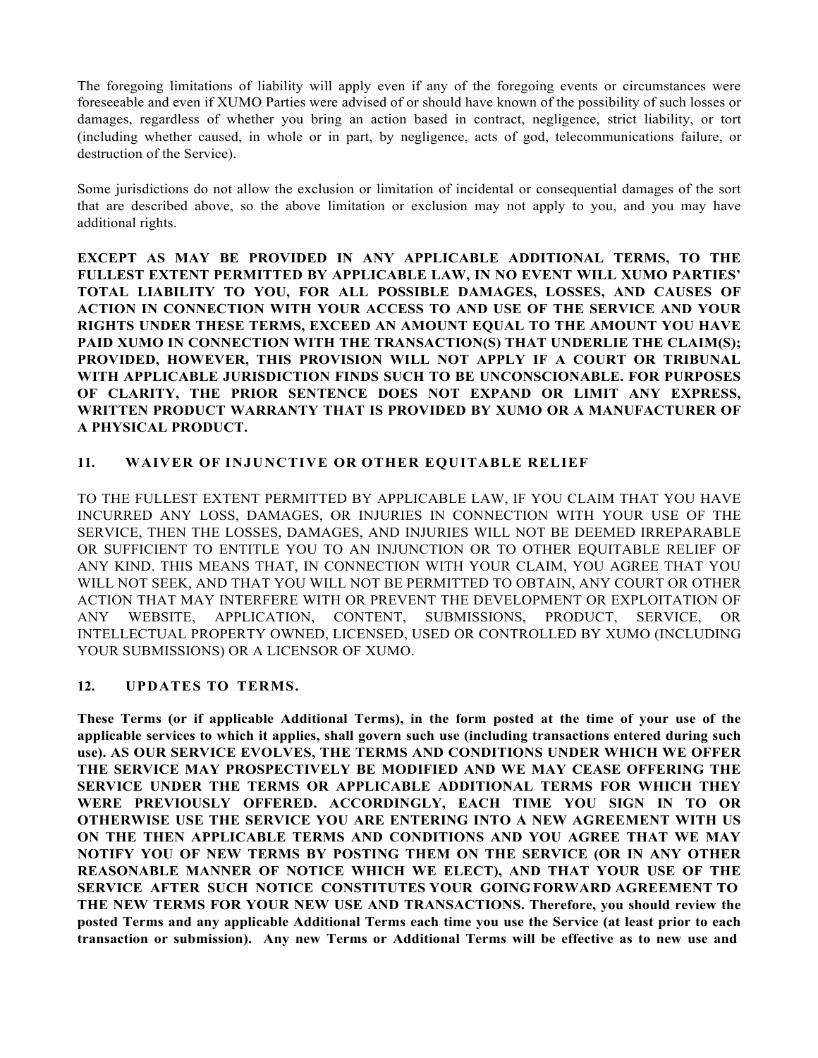The foregoing limitations of liability will apply even if any of the foregoing events or circumstances were foreseeable and even if XUMO Parties were advised of or should have known of the possibility of such losses or damages, regardless of whether you bring an action based in contract, negligence, strict liability, or tort (including whether caused, in whole or in part, by negligence, acts of god, telecommunications failure, or destruction of the Service).

Some jurisdictions do not allow the exclusion or limitation of incidental or consequential damages of the sort that are described above, so the above limitation or exclusion may not apply to you, and you may have additional rights.

**EXCEPT AS MAY BE PROVIDED IN ANY APPLICABLE ADDITIONAL TERMS, TO THE FULLEST EXTENT PERMITTED BY APPLICABLE LAW, IN NO EVENT WILL XUMO PARTIES' TOTAL LIABILITY TO YOU, FOR ALL POSSIBLE DAMAGES, LOSSES, AND CAUSES OF ACTION IN CONNECTION WITH YOUR ACCESS TO AND USE OF THE SERVICE AND YOUR RIGHTS UNDER THESE TERMS, EXCEED AN AMOUNT EQUAL TO THE AMOUNT YOU HAVE PAID XUMO IN CONNECTION WITH THE TRANSACTION(S) THAT UNDERLIE THE CLAIM(S); PROVIDED, HOWEVER, THIS PROVISION WILL NOT APPLY IF A COURT OR TRIBUNAL WITH APPLICABLE JURISDICTION FINDS SUCH TO BE UNCONSCIONABLE. FOR PURPOSES OF CLARITY, THE PRIOR SENTENCE DOES NOT EXPAND OR LIMIT ANY EXPRESS, WRITTEN PRODUCT WARRANTY THAT IS PROVIDED BY XUMO OR A MANUFACTURER OF A PHYSICAL PRODUCT.**

## 11. WAIVER OF INJUNCTIVE OR OTHER EQUITABLE RELIEF

TO THE FULLEST EXTENT PERMITTED BY APPLICABLE LAW, IF YOU CLAIM THAT YOU HAVE INCURRED ANY LOSS, DAMAGES, OR INJURIES IN CONNECTION WITH YOUR USE OF THE SERVICE, THEN THE LOSSES, DAMAGES, AND INJURIES WILL NOT BE DEEMED IRREPARABLE OR SUFFICIENT TO ENTITLE YOU TO AN INJUNCTION OR TO OTHER EQUITABLE RELIEF OF ANY KIND. THIS MEANS THAT, IN CONNECTION WITH YOUR CLAIM, YOU AGREE THAT YOU WILL NOT SEEK, AND THAT YOU WILL NOT BE PERMITTED TO OBTAIN, ANY COURT OR OTHER ACTION THAT MAY INTERFERE WITH OR PREVENT THE DEVELOPMENT OR EXPLOITATION OF ANY WEBSITE, APPLICATION, CONTENT, SUBMISSIONS, PRODUCT, SERVICE, OR INTELLECTUAL PROPERTY OWNED, LICENSED, USED OR CONTROLLED BY XUMO (INCLUDING YOUR SUBMISSIONS) OR A LICENSOR OF XUMO.

## 12. UPDATES TO TERMS.

**These Terms (or if applicable Additional Terms), in the form posted at the time of your use of the applicable services to which it applies, shall govern such use (including transactions entered during such use). AS OUR SERVICE EVOLVES, THE TERMS AND CONDITIONS UNDER WHICH WE OFFER THE SERVICE MAY PROSPECTIVELY BE MODIFIED AND WE MAY CEASE OFFERING THE SERVICE UNDER THE TERMS OR APPLICABLE ADDITIONAL TERMS FOR WHICH THEY WERE PREVIOUSLY OFFERED. ACCORDINGLY, EACH TIME YOU SIGN IN TO OR OTHERWISE USE THE SERVICE YOU ARE ENTERING INTO A NEW AGREEMENT WITH US ON THE THEN APPLICABLE TERMS AND CONDITIONS AND YOU AGREE THAT WE MAY NOTIFY YOU OF NEW TERMS BY POSTING THEM ON THE SERVICE (OR IN ANY OTHER REASONABLE MANNER OF NOTICE WHICH WE ELECT), AND THAT YOUR USE OF THE SERVICE AFTER SUCH NOTICE CONSTITUTES YOUR GOING FORWARD AGREEMENT TO THE NEW TERMS FOR YOUR NEW USE AND TRANSACTIONS. Therefore, you should review the posted Terms and any applicable Additional Terms each time you use the Service (at least prior to each transaction or submission). Any new Terms or Additional Terms will be effective as to new use and**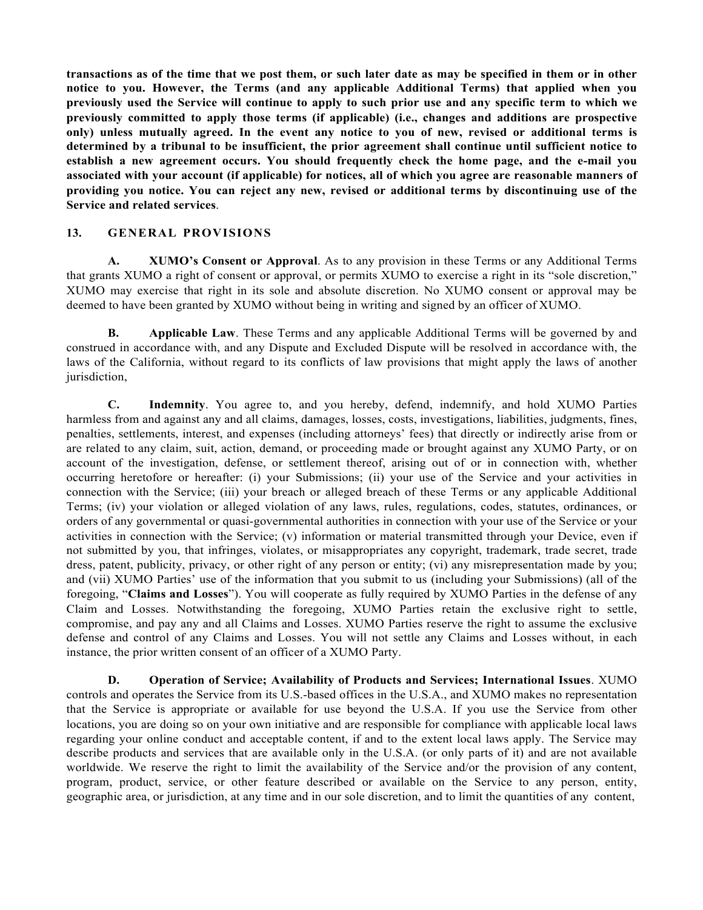**transactions as of the time that we post them, or such later date as may be specified in them or in other notice to you. However, the Terms (and any applicable Additional Terms) that applied when you previously used the Service will continue to apply to such prior use and any specific term to which we previously committed to apply those terms (if applicable) (i.e., changes and additions are prospective only) unless mutually agreed. In the event any notice to you of new, revised or additional terms is determined by a tribunal to be insufficient, the prior agreement shall continue until sufficient notice to establish a new agreement occurs. You should frequently check the home page, and the e-mail you associated with your account (if applicable) for notices, all of which you agree are reasonable manners of providing you notice. You can reject any new, revised or additional terms by discontinuing use of the Service and related services**.

## 13. GENERAL PROVISIONS

**A. XUMO's Consent or Approval**. As to any provision in these Terms or any Additional Terms that grants XUMO a right of consent or approval, or permits XUMO to exercise a right in its "sole discretion," XUMO may exercise that right in its sole and absolute discretion. No XUMO consent or approval may be deemed to have been granted by XUMO without being in writing and signed by an officer of XUMO.

**B. Applicable Law**. These Terms and any applicable Additional Terms will be governed by and construed in accordance with, and any Dispute and Excluded Dispute will be resolved in accordance with, the laws of the California, without regard to its conflicts of law provisions that might apply the laws of another jurisdiction,

**C. Indemnity**. You agree to, and you hereby, defend, indemnify, and hold XUMO Parties harmless from and against any and all claims, damages, losses, costs, investigations, liabilities, judgments, fines, penalties, settlements, interest, and expenses (including attorneys' fees) that directly or indirectly arise from or are related to any claim, suit, action, demand, or proceeding made or brought against any XUMO Party, or on account of the investigation, defense, or settlement thereof, arising out of or in connection with, whether occurring heretofore or hereafter: (i) your Submissions; (ii) your use of the Service and your activities in connection with the Service; (iii) your breach or alleged breach of these Terms or any applicable Additional Terms; (iv) your violation or alleged violation of any laws, rules, regulations, codes, statutes, ordinances, or orders of any governmental or quasi-governmental authorities in connection with your use of the Service or your activities in connection with the Service; (v) information or material transmitted through your Device, even if not submitted by you, that infringes, violates, or misappropriates any copyright, trademark, trade secret, trade dress, patent, publicity, privacy, or other right of any person or entity; (vi) any misrepresentation made by you; and (vii) XUMO Parties' use of the information that you submit to us (including your Submissions) (all of the foregoing, "**Claims and Losses**"). You will cooperate as fully required by XUMO Parties in the defense of any Claim and Losses. Notwithstanding the foregoing, XUMO Parties retain the exclusive right to settle, compromise, and pay any and all Claims and Losses. XUMO Parties reserve the right to assume the exclusive defense and control of any Claims and Losses. You will not settle any Claims and Losses without, in each instance, the prior written consent of an officer of a XUMO Party.

**D. Operation of Service; Availability of Products and Services; International Issues**. XUMO controls and operates the Service from its U.S.-based offices in the U.S.A., and XUMO makes no representation that the Service is appropriate or available for use beyond the U.S.A. If you use the Service from other locations, you are doing so on your own initiative and are responsible for compliance with applicable local laws regarding your online conduct and acceptable content, if and to the extent local laws apply. The Service may describe products and services that are available only in the U.S.A. (or only parts of it) and are not available worldwide. We reserve the right to limit the availability of the Service and/or the provision of any content, program, product, service, or other feature described or available on the Service to any person, entity, geographic area, or jurisdiction, at any time and in our sole discretion, and to limit the quantities of any content,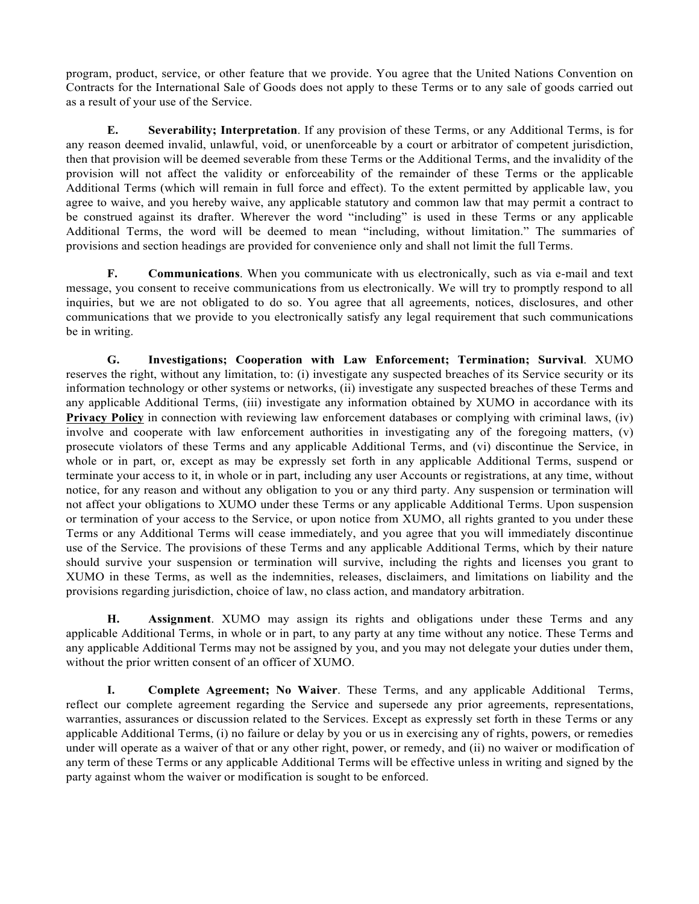program, product, service, or other feature that we provide. You agree that the United Nations Convention on Contracts for the International Sale of Goods does not apply to these Terms or to any sale of goods carried out as a result of your use of the Service.

**E. Severability; Interpretation**. If any provision of these Terms, or any Additional Terms, is for any reason deemed invalid, unlawful, void, or unenforceable by a court or arbitrator of competent jurisdiction, then that provision will be deemed severable from these Terms or the Additional Terms, and the invalidity of the provision will not affect the validity or enforceability of the remainder of these Terms or the applicable Additional Terms (which will remain in full force and effect). To the extent permitted by applicable law, you agree to waive, and you hereby waive, any applicable statutory and common law that may permit a contract to be construed against its drafter. Wherever the word "including" is used in these Terms or any applicable Additional Terms, the word will be deemed to mean "including, without limitation." The summaries of provisions and section headings are provided for convenience only and shall not limit the full Terms.

**F. Communications**. When you communicate with us electronically, such as via e-mail and text message, you consent to receive communications from us electronically. We will try to promptly respond to all inquiries, but we are not obligated to do so. You agree that all agreements, notices, disclosures, and other communications that we provide to you electronically satisfy any legal requirement that such communications be in writing.

**G. Investigations; Cooperation with Law Enforcement; Termination; Survival**. XUMO reserves the right, without any limitation, to: (i) investigate any suspected breaches of its Service security or its information technology or other systems or networks, (ii) investigate any suspected breaches of these Terms and any applicable Additional Terms, (iii) investigate any information obtained by XUMO in accordance with its **Privacy Policy** in connection with reviewing law enforcement databases or complying with criminal laws, (iv) involve and cooperate with law enforcement authorities in investigating any of the foregoing matters, (v) prosecute violators of these Terms and any applicable Additional Terms, and (vi) discontinue the Service, in whole or in part, or, except as may be expressly set forth in any applicable Additional Terms, suspend or terminate your access to it, in whole or in part, including any user Accounts or registrations, at any time, without notice, for any reason and without any obligation to you or any third party. Any suspension or termination will not affect your obligations to XUMO under these Terms or any applicable Additional Terms. Upon suspension or termination of your access to the Service, or upon notice from XUMO, all rights granted to you under these Terms or any Additional Terms will cease immediately, and you agree that you will immediately discontinue use of the Service. The provisions of these Terms and any applicable Additional Terms, which by their nature should survive your suspension or termination will survive, including the rights and licenses you grant to XUMO in these Terms, as well as the indemnities, releases, disclaimers, and limitations on liability and the provisions regarding jurisdiction, choice of law, no class action, and mandatory arbitration.

**H. Assignment**. XUMO may assign its rights and obligations under these Terms and any applicable Additional Terms, in whole or in part, to any party at any time without any notice. These Terms and any applicable Additional Terms may not be assigned by you, and you may not delegate your duties under them, without the prior written consent of an officer of XUMO.

**I. Complete Agreement; No Waiver**. These Terms, and any applicable Additional Terms, reflect our complete agreement regarding the Service and supersede any prior agreements, representations, warranties, assurances or discussion related to the Services. Except as expressly set forth in these Terms or any applicable Additional Terms, (i) no failure or delay by you or us in exercising any of rights, powers, or remedies under will operate as a waiver of that or any other right, power, or remedy, and (ii) no waiver or modification of any term of these Terms or any applicable Additional Terms will be effective unless in writing and signed by the party against whom the waiver or modification is sought to be enforced.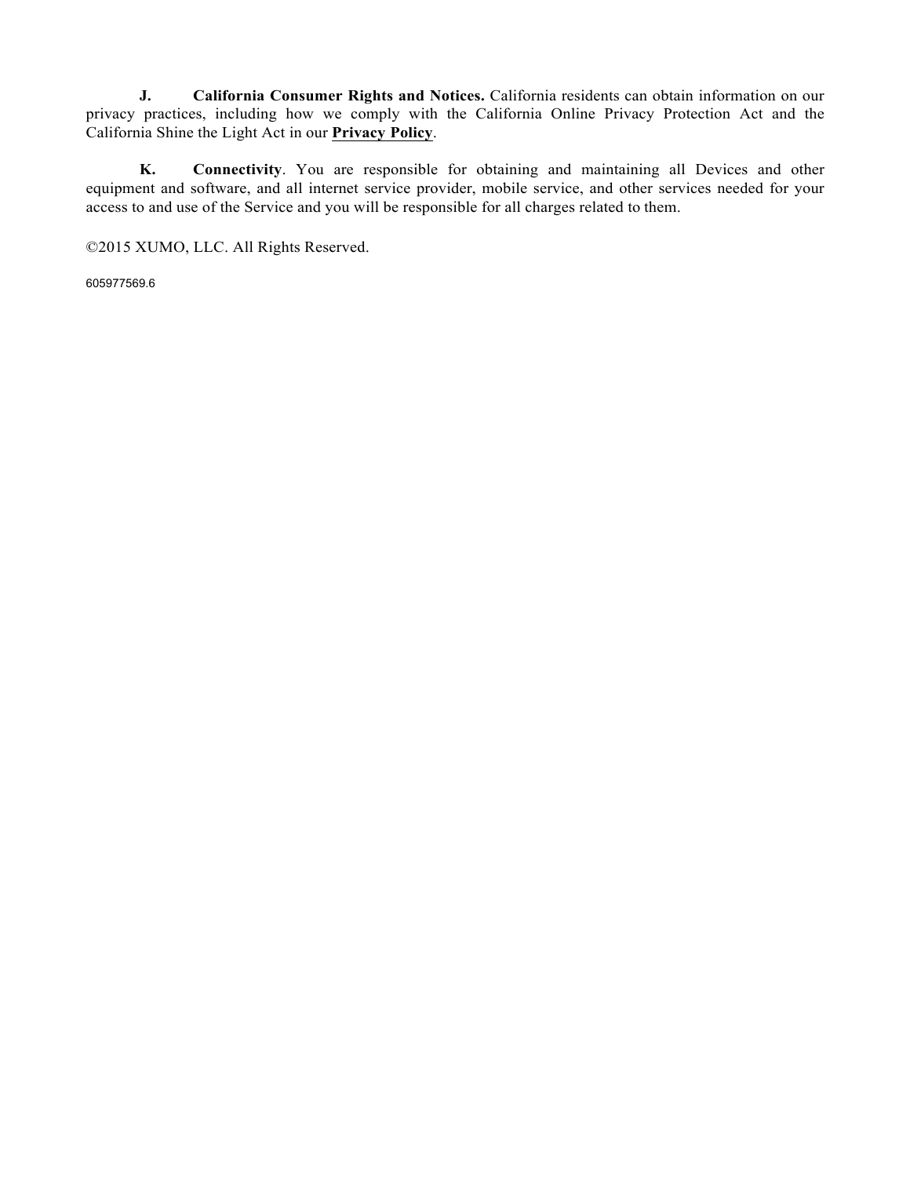**J. California Consumer Rights and Notices.** California residents can obtain information on our privacy practices, including how we comply with the California Online Privacy Protection Act and the California Shine the Light Act in our **Privacy Policy**.

**K. Connectivity**. You are responsible for obtaining and maintaining all Devices and other equipment and software, and all internet service provider, mobile service, and other services needed for your access to and use of the Service and you will be responsible for all charges related to them.

©2015 XUMO, LLC. All Rights Reserved.

605977569.6